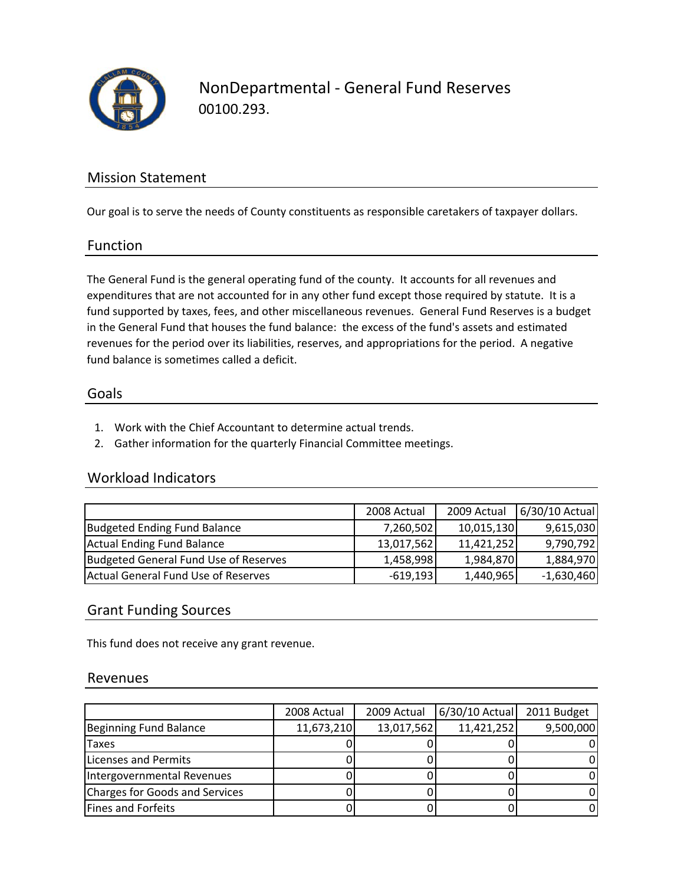# NonDepartmental - General Fund Reserves

00100.293.

## Mission Statement

Our goal is to serve the needs of County constituents as responsible caretakers of taxpayer dollars.

## Function

The General Fund is the general operating fund of the county. It accounts for all revenues and expenditures that are not accounted for in any other fund except those required by statute. It is a fund supported by taxes, fees, and other miscellaneous revenues. General Fund Reserves is a budget in the General Fund that houses the fund balance: the excess of the fund's assets and estimated revenues for the period over its liabilities, reserves, and appropriations for the period. A negative fund balance is sometimes called a deficit.

## Goals

1. Work with the Chief Accountant to determine actual trends.
2. Gather information for the quarterly Financial Committee meetings.

## Workload Indicators

| | 2008 Actual | 2009 Actual | 6/30/10 Actual |
|---|---|---|---|
| Budgeted Ending Fund Balance | 7,260,502 | 10,015,130 | 9,615,030 |
| Actual Ending Fund Balance | 13,017,562 | 11,421,252 | 9,790,792 |
| Budgeted General Fund Use of Reserves | 1,458,998 | 1,984,870 | 1,884,970 |
| Actual General Fund Use of Reserves | -619,193 | 1,440,965 | -1,630,460 |

## Grant Funding Sources

This fund does not receive any grant revenue.

## Revenues

| | 2008 Actual | 2009 Actual | 6/30/10 Actual | 2011 Budget |
|---|---|---|---|---|
| Beginning Fund Balance | 11,673,210 | 13,017,562 | 11,421,252 | 9,500,000 |
| Taxes | 0 | 0 | 0 | 0 |
| Licenses and Permits | 0 | 0 | 0 | 0 |
| Intergovernmental Revenues | 0 | 0 | 0 | 0 |
| Charges for Goods and Services | 0 | 0 | 0 | 0 |
| Fines and Forfeits | 0 | 0 | 0 | 0 |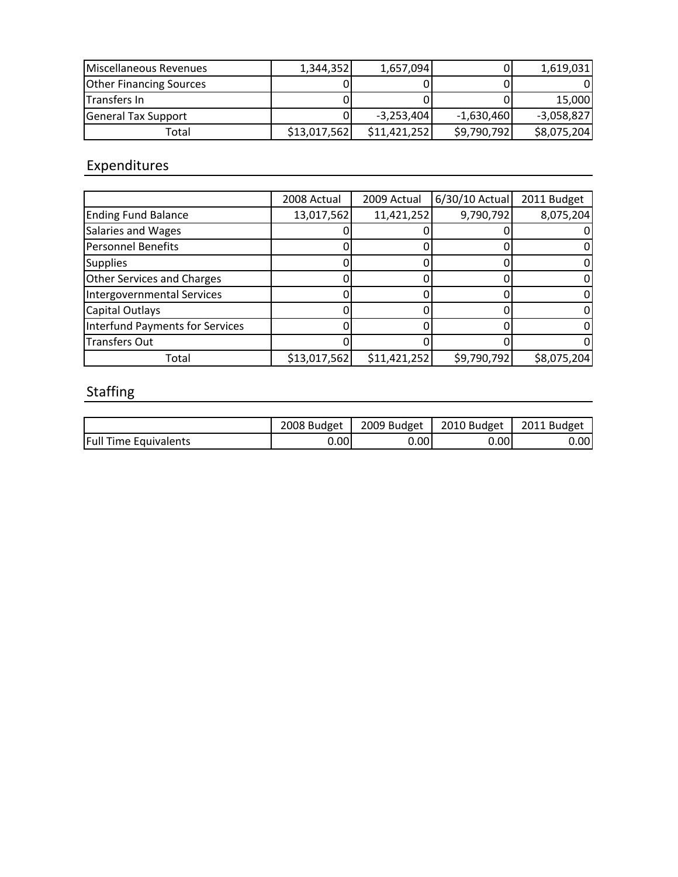| | | | | |
|---|---|---|---|---|
| Miscellaneous Revenues | 1,344,352 | 1,657,094 | 0 | 1,619,031 |
| Other Financing Sources | 0 | 0 | 0 | 0 |
| Transfers In | 0 | 0 | 0 | 15,000 |
| General Tax Support | 0 | -3,253,404 | -1,630,460 | -3,058,827 |
| Total | $13,017,562 | $11,421,252 | $9,790,792 | $8,075,204 |

## Expenditures

| | 2008 Actual | 2009 Actual | 6/30/10 Actual | 2011 Budget |
|---|---|---|---|---|
| Ending Fund Balance | 13,017,562 | 11,421,252 | 9,790,792 | 8,075,204 |
| Salaries and Wages | 0 | 0 | 0 | 0 |
| Personnel Benefits | 0 | 0 | 0 | 0 |
| Supplies | 0 | 0 | 0 | 0 |
| Other Services and Charges | 0 | 0 | 0 | 0 |
| Intergovernmental Services | 0 | 0 | 0 | 0 |
| Capital Outlays | 0 | 0 | 0 | 0 |
| Interfund Payments for Services | 0 | 0 | 0 | 0 |
| Transfers Out | 0 | 0 | 0 | 0 |
| Total | $13,017,562 | $11,421,252 | $9,790,792 | $8,075,204 |

## Staffing

| | 2008 Budget | 2009 Budget | 2010 Budget | 2011 Budget |
|---|---|---|---|---|
| Full Time Equivalents | 0.00 | 0.00 | 0.00 | 0.00 |